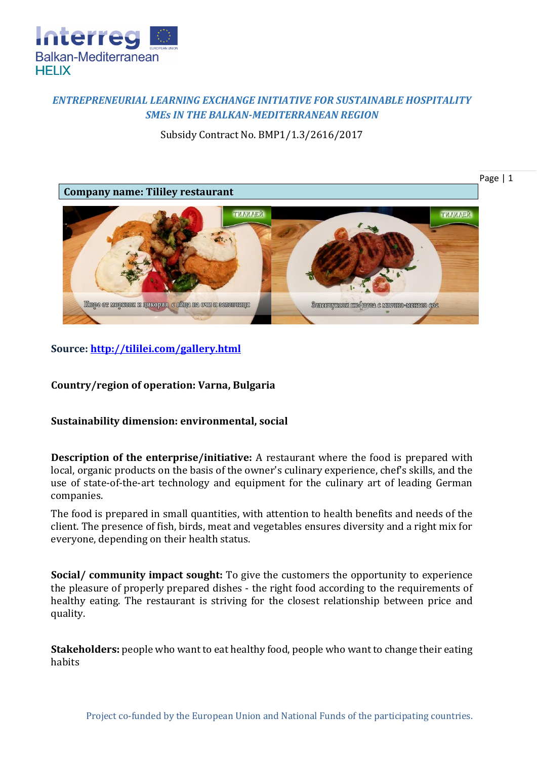*ENTREPRENEURIAL LEARNING EXCHANGE INITIATIVE FOR SUSTAINABLE HOSPITALITY SMEs IN THE BALKAN-MEDITERRANEAN REGION*

Subsidy Contract No. BMP1/1.3/2616/2017

**Company name: Tililey restaurant**

**Source:** [http://tililei.com/gallery.html](http://tililei.com/gallery.html)

**Country/region of operation: Varna, Bulgaria**

**Sustainability dimension: environmental, social**

**Description of the enterprise/initiative:** A restaurant where the food is prepared with local, organic products on the basis of the owner's culinary experience, chef's skills, and the use of state-of-the-art technology and equipment for the culinary art of leading German companies.

The food is prepared in small quantities, with attention to health benefits and needs of the client. The presence of fish, birds, meat and vegetables ensures diversity and a right mix for everyone, depending on their health status.

**Social/ community impact sought:** To give the customers the opportunity to experience the pleasure of properly prepared dishes - the right food according to the requirements of healthy eating. The restaurant is striving for the closest relationship between price and quality.

**Stakeholders:** people who want to eat healthy food, people who want to change their eating habits

Project co-funded by the European Union and National Funds of the participating countries.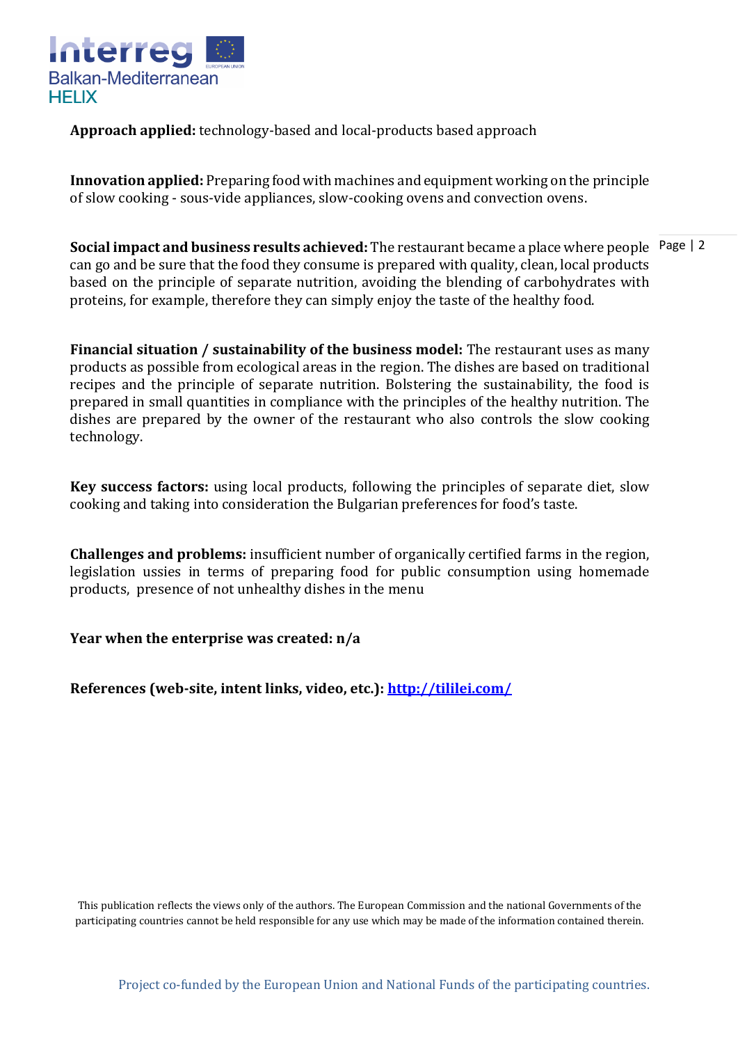**Approach applied:** technology-based and local-products based approach

**Innovation applied:** Preparing food with machines and equipment working on the principle of slow cooking - sous-vide appliances, slow-cooking ovens and convection ovens.

**Social impact and business results achieved:** The restaurant became a place where people can go and be sure that the food they consume is prepared with quality, clean, local products based on the principle of separate nutrition, avoiding the blending of carbohydrates with proteins, for example, therefore they can simply enjoy the taste of the healthy food.

**Financial situation / sustainability of the business model:** The restaurant uses as many products as possible from ecological areas in the region. The dishes are based on traditional recipes and the principle of separate nutrition. Bolstering the sustainability, the food is prepared in small quantities in compliance with the principles of the healthy nutrition. The dishes are prepared by the owner of the restaurant who also controls the slow cooking technology.

**Key success factors:** using local products, following the principles of separate diet, slow cooking and taking into consideration the Bulgarian preferences for food's taste.

**Challenges and problems:** insufficient number of organically certified farms in the region, legislation ussies in terms of preparing food for public consumption using homemade products, presence of not unhealthy dishes in the menu

**Year when the enterprise was created: n/a**

**References (web-site, intent links, video, etc.): [http://tililei.com/](http://tililei.com/)**

This publication reflects the views only of the authors. The European Commission and the national Governments of the participating countries cannot be held responsible for any use which may be made of the information contained therein.

Project co-funded by the European Union and National Funds of the participating countries.